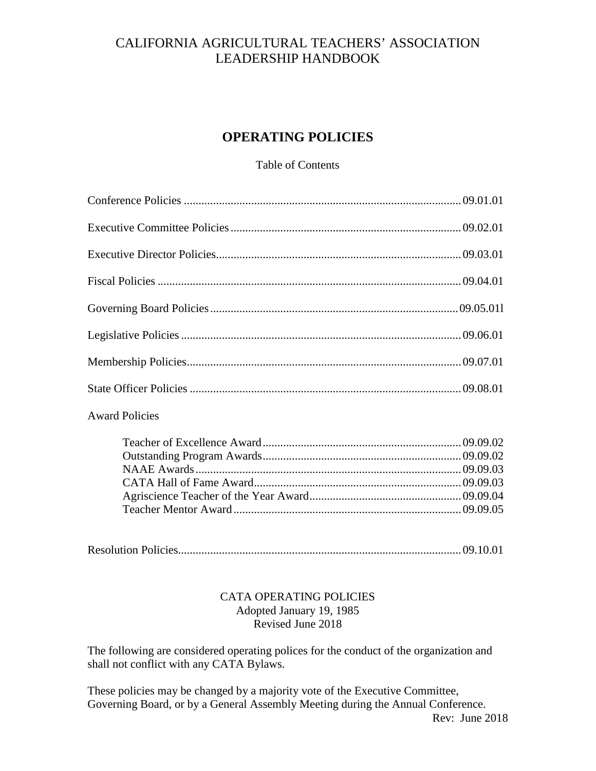# CALIFORNIA AGRICULTURAL TEACHERS' ASSOCIATION LEADERSHIP HANDBOOK

## OPERATING POLICIES

Table of Contents

Conference Policies ............................................................ 09.01.01

Executive Committee Policies ............................................................ 09.02.01

Executive Director Policies............................................................ 09.03.01

Fiscal Policies ............................................................ 09.04.01

Governing Board Policies............................................................ 09.05.01l

Legislative Policies ............................................................ 09.06.01

Membership Policies............................................................ 09.07.01

State Officer Policies ............................................................ 09.08.01

Award Policies

- Teacher of Excellence Award............................................................ 09.09.02
- Outstanding Program Awards............................................................ 09.09.02
- NAAE Awards............................................................ 09.09.03
- CATA Hall of Fame Award............................................................ 09.09.03
- Agriscience Teacher of the Year Award............................................................ 09.09.04
- Teacher Mentor Award ............................................................ 09.09.05

Resolution Policies............................................................ 09.10.01

CATA OPERATING POLICIES
Adopted January 19, 1985
Revised June 2018

The following are considered operating polices for the conduct of the organization and shall not conflict with any CATA Bylaws.

These policies may be changed by a majority vote of the Executive Committee, Governing Board, or by a General Assembly Meeting during the Annual Conference.

Rev: June 2018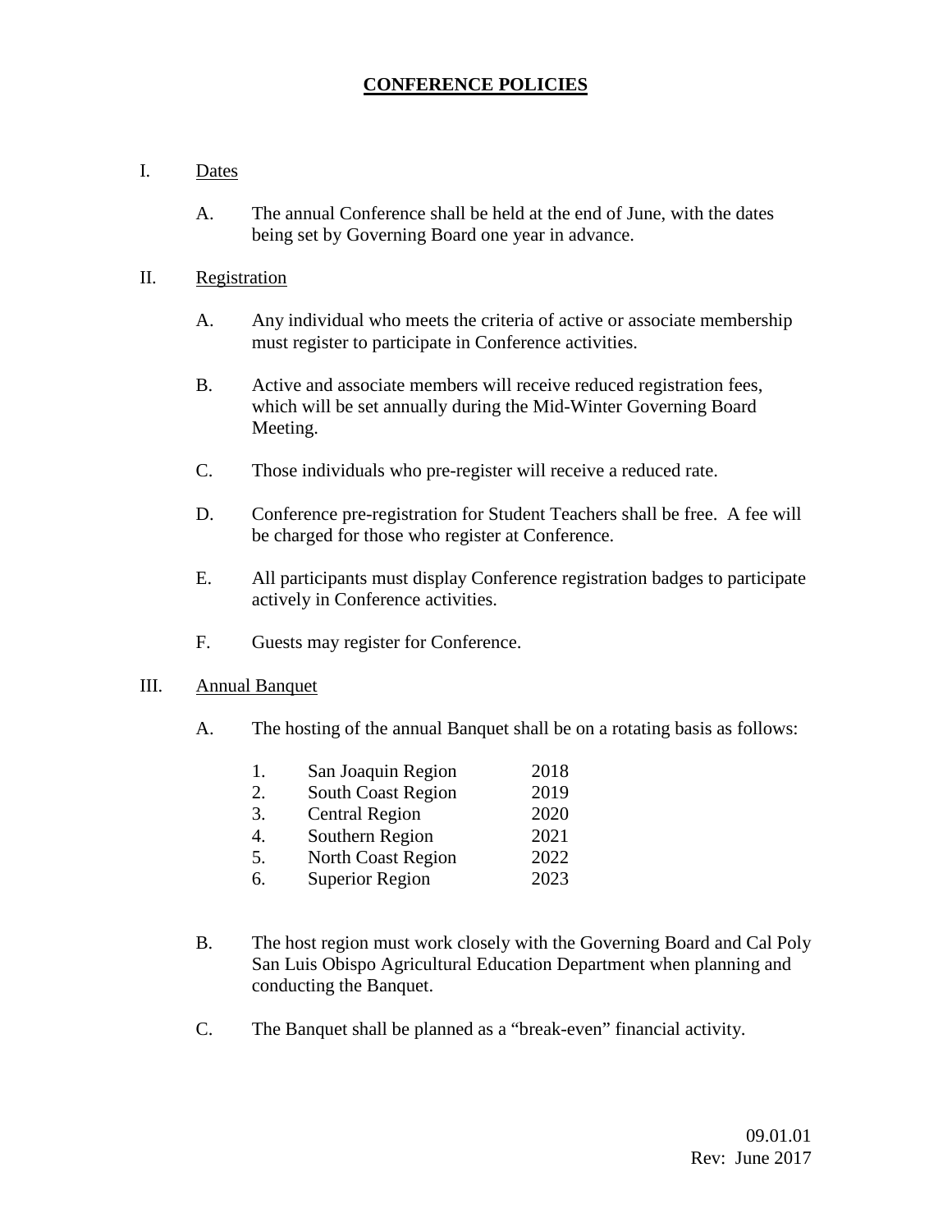# CONFERENCE POLICIES

I. Dates

   A. The annual Conference shall be held at the end of June, with the dates being set by Governing Board one year in advance.

II. Registration

   A. Any individual who meets the criteria of active or associate membership must register to participate in Conference activities.

   B. Active and associate members will receive reduced registration fees, which will be set annually during the Mid-Winter Governing Board Meeting.

   C. Those individuals who pre-register will receive a reduced rate.

   D. Conference pre-registration for Student Teachers shall be free. A fee will be charged for those who register at Conference.

   E. All participants must display Conference registration badges to participate actively in Conference activities.

   F. Guests may register for Conference.

III. Annual Banquet

   A. The hosting of the annual Banquet shall be on a rotating basis as follows:

| | Region | Year |
|---|---|---|
| 1. | San Joaquin Region | 2018 |
| 2. | South Coast Region | 2019 |
| 3. | Central Region | 2020 |
| 4. | Southern Region | 2021 |
| 5. | North Coast Region | 2022 |
| 6. | Superior Region | 2023 |

   B. The host region must work closely with the Governing Board and Cal Poly San Luis Obispo Agricultural Education Department when planning and conducting the Banquet.

   C. The Banquet shall be planned as a "break-even" financial activity.

09.01.01
Rev: June 2017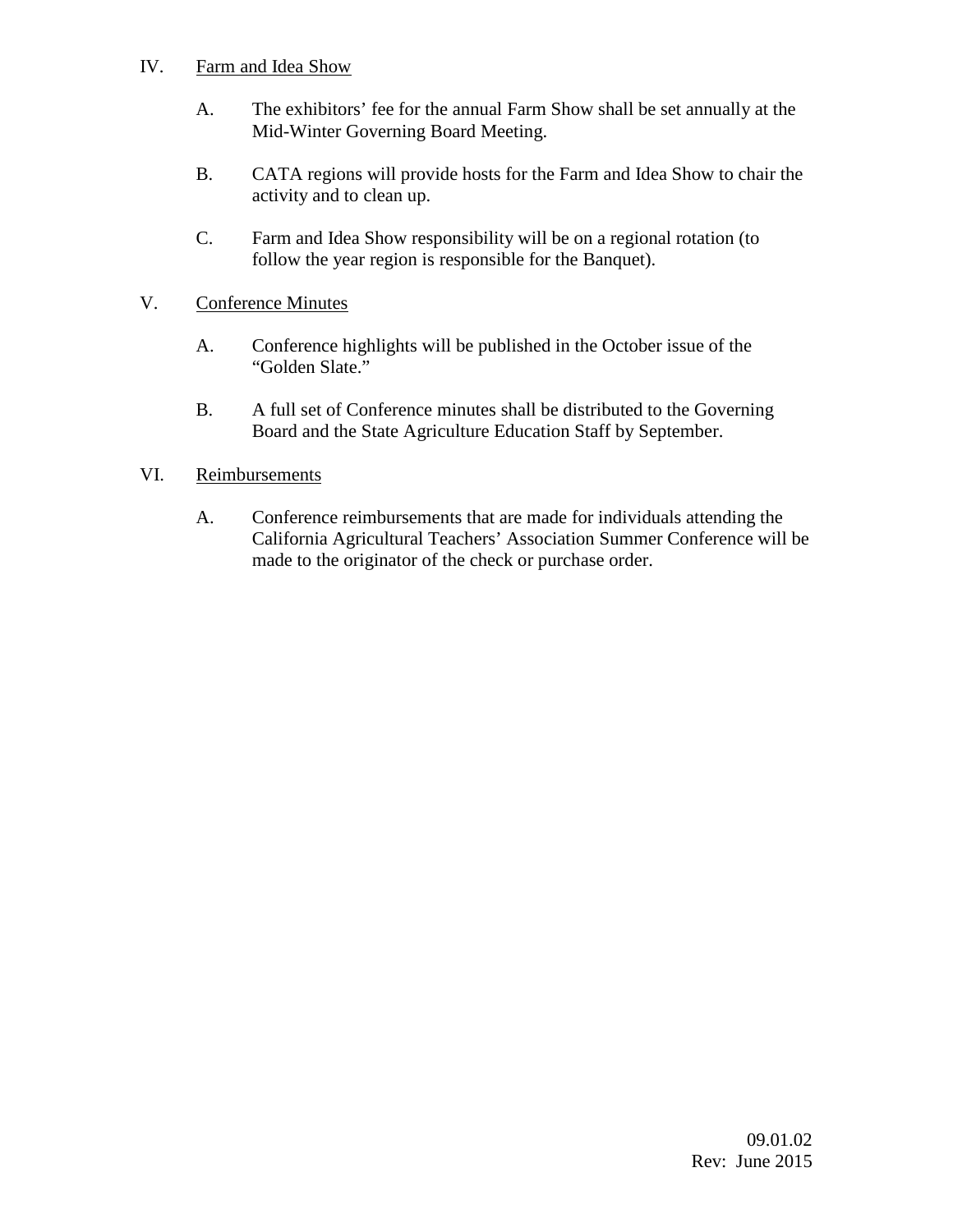IV. Farm and Idea Show

A. The exhibitors' fee for the annual Farm Show shall be set annually at the Mid-Winter Governing Board Meeting.

B. CATA regions will provide hosts for the Farm and Idea Show to chair the activity and to clean up.

C. Farm and Idea Show responsibility will be on a regional rotation (to follow the year region is responsible for the Banquet).

V. Conference Minutes

A. Conference highlights will be published in the October issue of the "Golden Slate."

B. A full set of Conference minutes shall be distributed to the Governing Board and the State Agriculture Education Staff by September.

VI. Reimbursements

A. Conference reimbursements that are made for individuals attending the California Agricultural Teachers' Association Summer Conference will be made to the originator of the check or purchase order.

09.01.02
Rev: June 2015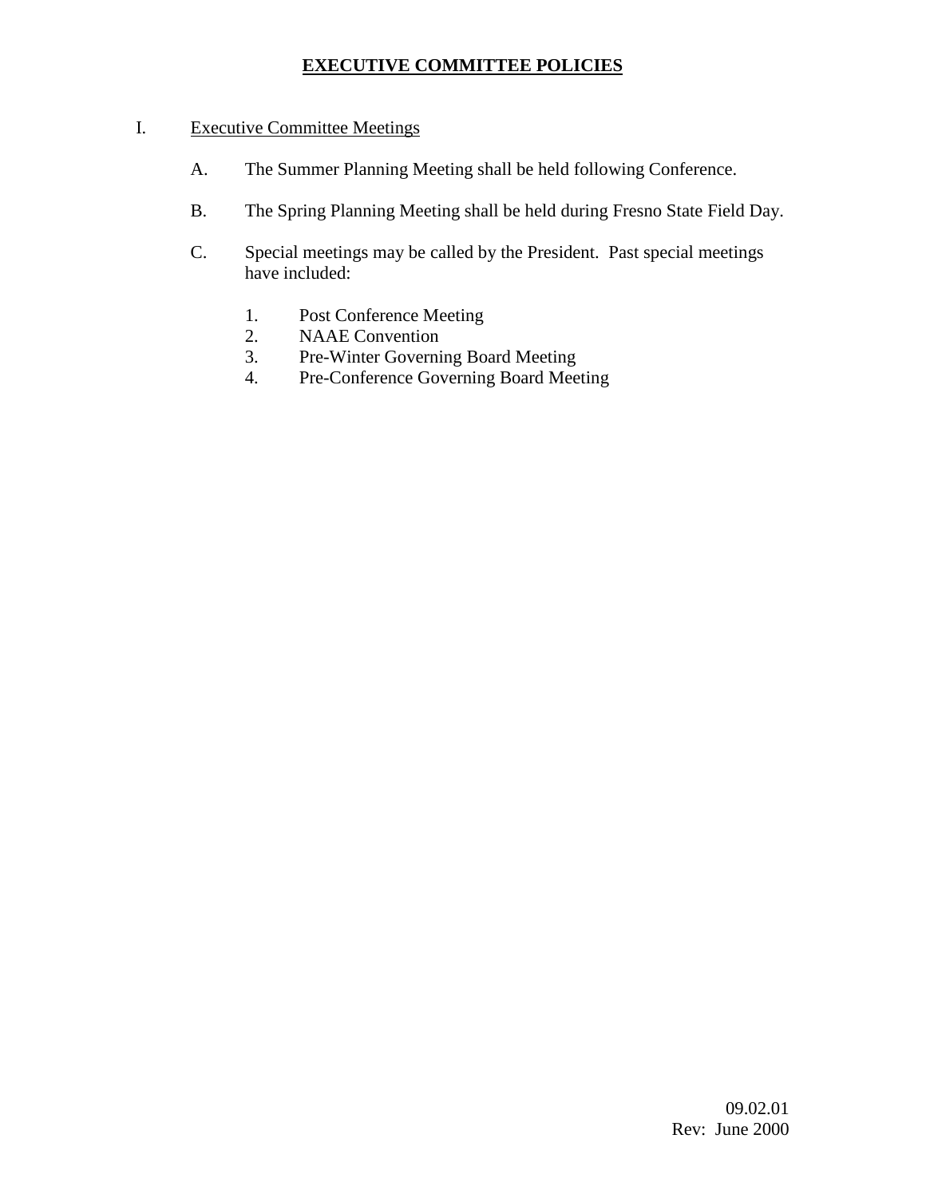# **EXECUTIVE COMMITTEE POLICIES**

I. Executive Committee Meetings

A. The Summer Planning Meeting shall be held following Conference.

B. The Spring Planning Meeting shall be held during Fresno State Field Day.

C. Special meetings may be called by the President. Past special meetings have included:

1. Post Conference Meeting
2. NAAE Convention
3. Pre-Winter Governing Board Meeting
4. Pre-Conference Governing Board Meeting

09.02.01
Rev: June 2000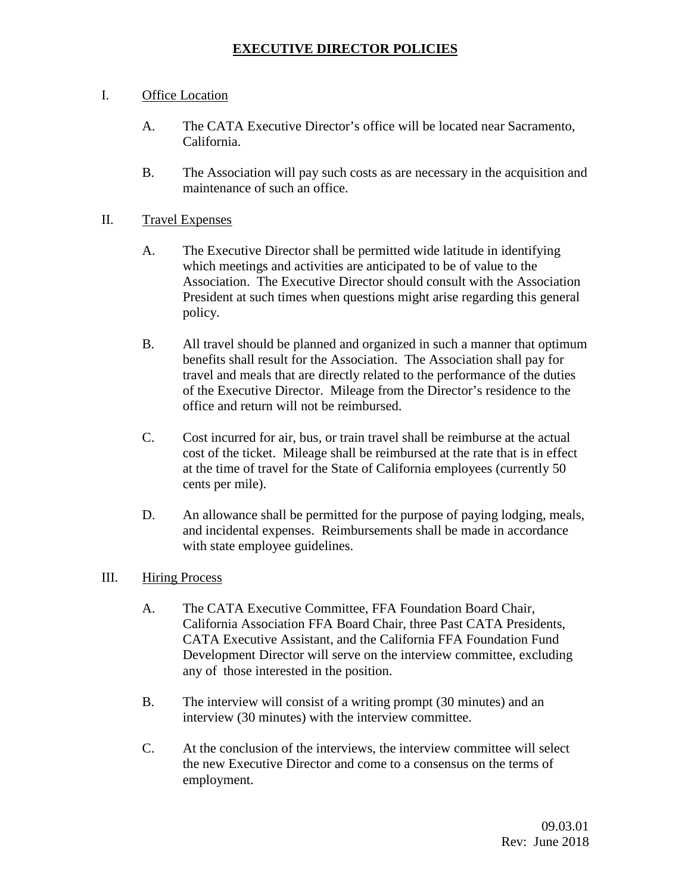# EXECUTIVE DIRECTOR POLICIES

I. Office Location

A. The CATA Executive Director's office will be located near Sacramento, California.

B. The Association will pay such costs as are necessary in the acquisition and maintenance of such an office.

II. Travel Expenses

A. The Executive Director shall be permitted wide latitude in identifying which meetings and activities are anticipated to be of value to the Association. The Executive Director should consult with the Association President at such times when questions might arise regarding this general policy.

B. All travel should be planned and organized in such a manner that optimum benefits shall result for the Association. The Association shall pay for travel and meals that are directly related to the performance of the duties of the Executive Director. Mileage from the Director's residence to the office and return will not be reimbursed.

C. Cost incurred for air, bus, or train travel shall be reimburse at the actual cost of the ticket. Mileage shall be reimbursed at the rate that is in effect at the time of travel for the State of California employees (currently 50 cents per mile).

D. An allowance shall be permitted for the purpose of paying lodging, meals, and incidental expenses. Reimbursements shall be made in accordance with state employee guidelines.

III. Hiring Process

A. The CATA Executive Committee, FFA Foundation Board Chair, California Association FFA Board Chair, three Past CATA Presidents, CATA Executive Assistant, and the California FFA Foundation Fund Development Director will serve on the interview committee, excluding any of those interested in the position.

B. The interview will consist of a writing prompt (30 minutes) and an interview (30 minutes) with the interview committee.

C. At the conclusion of the interviews, the interview committee will select the new Executive Director and come to a consensus on the terms of employment.

09.03.01
Rev: June 2018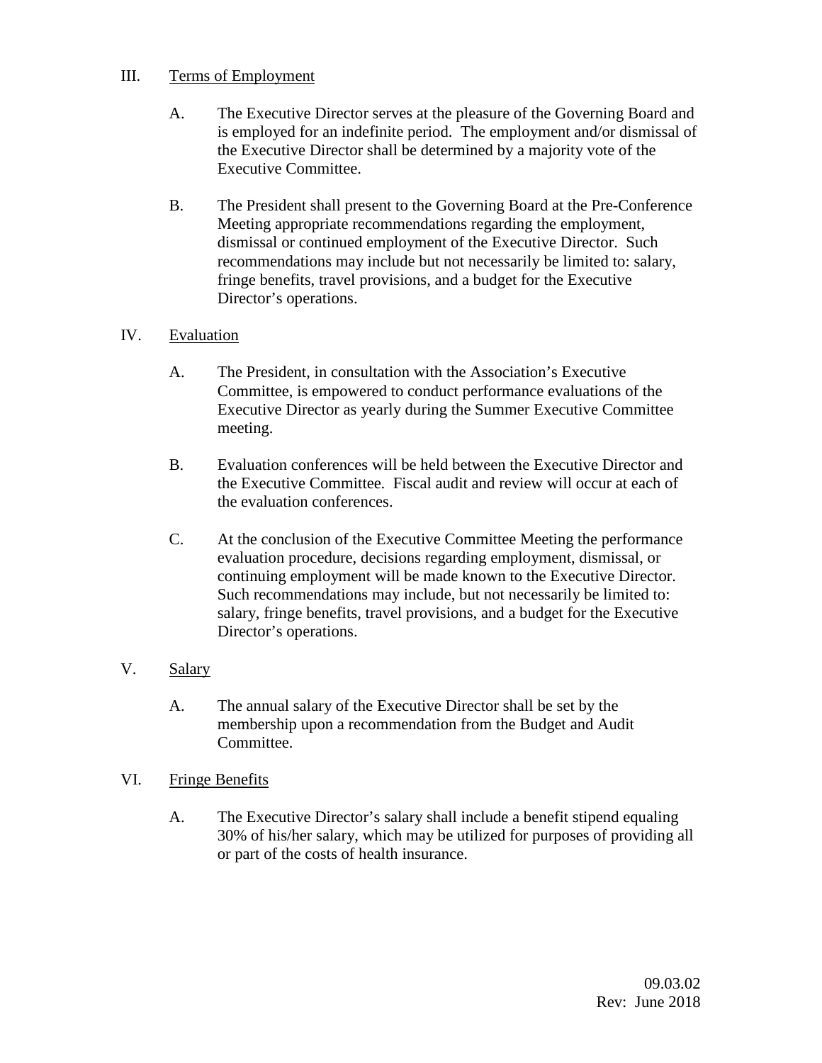## III. Terms of Employment

A. The Executive Director serves at the pleasure of the Governing Board and is employed for an indefinite period. The employment and/or dismissal of the Executive Director shall be determined by a majority vote of the Executive Committee.

B. The President shall present to the Governing Board at the Pre-Conference Meeting appropriate recommendations regarding the employment, dismissal or continued employment of the Executive Director. Such recommendations may include but not necessarily be limited to: salary, fringe benefits, travel provisions, and a budget for the Executive Director's operations.

## IV. Evaluation

A. The President, in consultation with the Association's Executive Committee, is empowered to conduct performance evaluations of the Executive Director as yearly during the Summer Executive Committee meeting.

B. Evaluation conferences will be held between the Executive Director and the Executive Committee. Fiscal audit and review will occur at each of the evaluation conferences.

C. At the conclusion of the Executive Committee Meeting the performance evaluation procedure, decisions regarding employment, dismissal, or continuing employment will be made known to the Executive Director. Such recommendations may include, but not necessarily be limited to: salary, fringe benefits, travel provisions, and a budget for the Executive Director's operations.

## V. Salary

A. The annual salary of the Executive Director shall be set by the membership upon a recommendation from the Budget and Audit Committee.

## VI. Fringe Benefits

A. The Executive Director's salary shall include a benefit stipend equaling 30% of his/her salary, which may be utilized for purposes of providing all or part of the costs of health insurance.

09.03.02
Rev: June 2018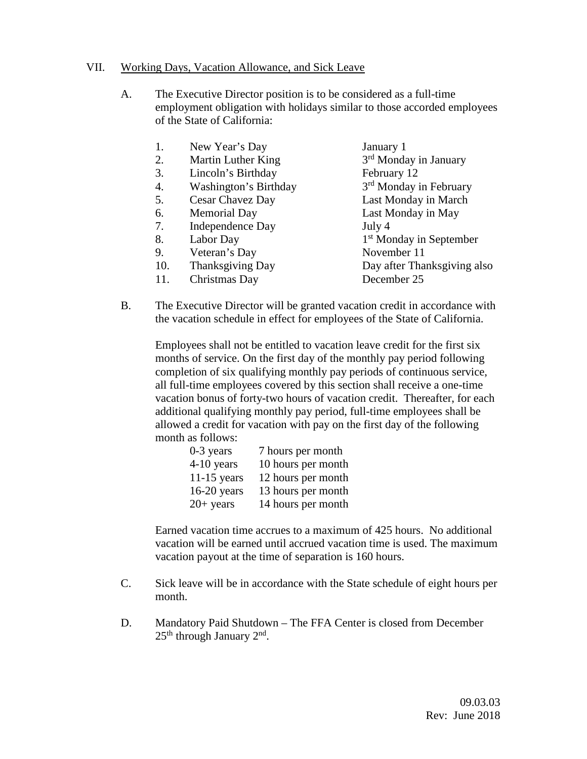## VII. Working Days, Vacation Allowance, and Sick Leave

A. The Executive Director position is to be considered as a full-time employment obligation with holidays similar to those accorded employees of the State of California:

| | | |
|---|---|---|
| 1. | New Year's Day | January 1 |
| 2. | Martin Luther King | 3rd Monday in January |
| 3. | Lincoln's Birthday | February 12 |
| 4. | Washington's Birthday | 3rd Monday in February |
| 5. | Cesar Chavez Day | Last Monday in March |
| 6. | Memorial Day | Last Monday in May |
| 7. | Independence Day | July 4 |
| 8. | Labor Day | 1st Monday in September |
| 9. | Veteran's Day | November 11 |
| 10. | Thanksgiving Day | Day after Thanksgiving also |
| 11. | Christmas Day | December 25 |

B. The Executive Director will be granted vacation credit in accordance with the vacation schedule in effect for employees of the State of California.

Employees shall not be entitled to vacation leave credit for the first six months of service. On the first day of the monthly pay period following completion of six qualifying monthly pay periods of continuous service, all full-time employees covered by this section shall receive a one-time vacation bonus of forty-two hours of vacation credit. Thereafter, for each additional qualifying monthly pay period, full-time employees shall be allowed a credit for vacation with pay on the first day of the following month as follows:

| | |
|---|---|
| 0-3 years | 7 hours per month |
| 4-10 years | 10 hours per month |
| 11-15 years | 12 hours per month |
| 16-20 years | 13 hours per month |
| 20+ years | 14 hours per month |

Earned vacation time accrues to a maximum of 425 hours. No additional vacation will be earned until accrued vacation time is used. The maximum vacation payout at the time of separation is 160 hours.

C. Sick leave will be in accordance with the State schedule of eight hours per month.

D. Mandatory Paid Shutdown – The FFA Center is closed from December 25th through January 2nd.

09.03.03
Rev: June 2018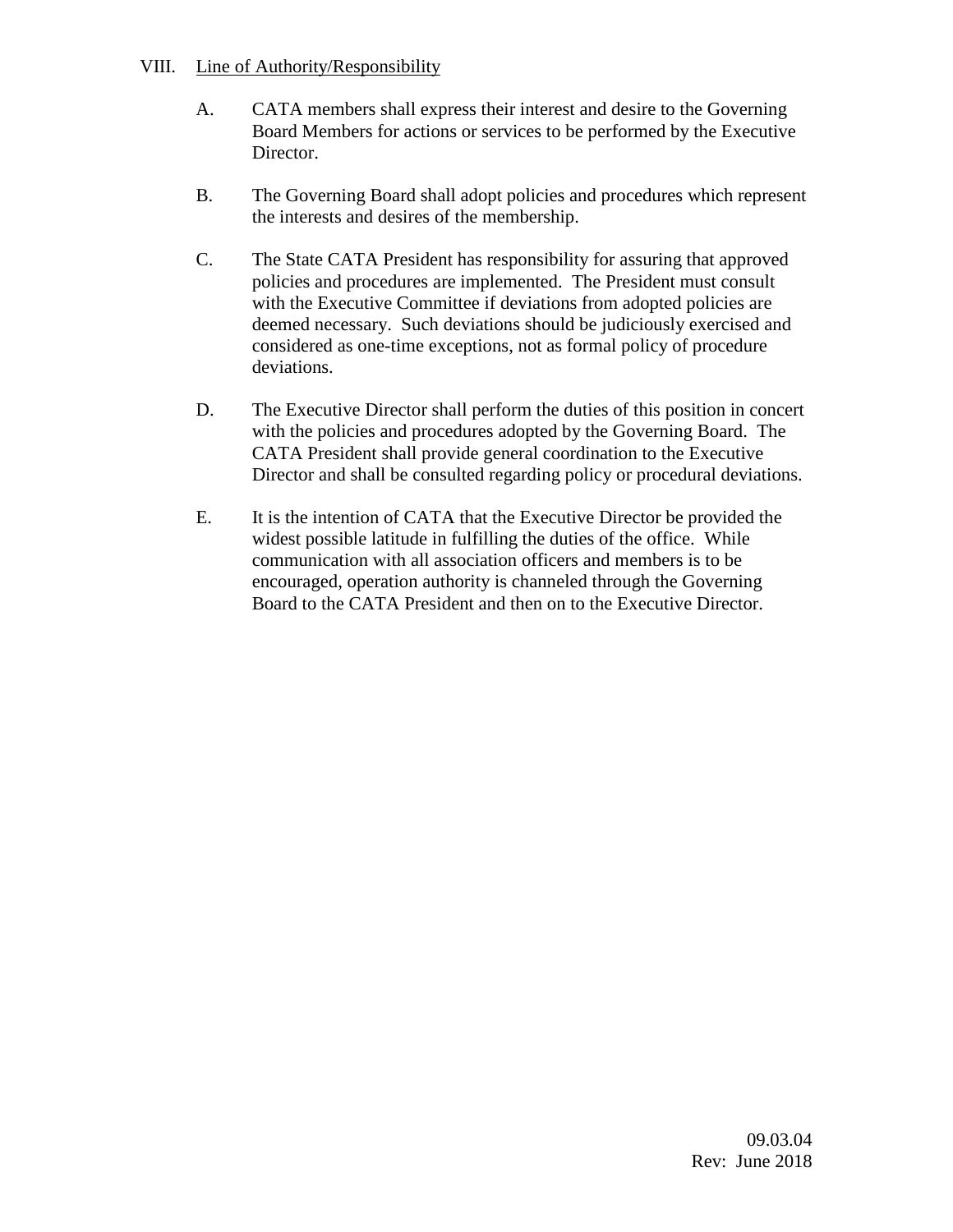## VIII. Line of Authority/Responsibility

A. CATA members shall express their interest and desire to the Governing Board Members for actions or services to be performed by the Executive Director.

B. The Governing Board shall adopt policies and procedures which represent the interests and desires of the membership.

C. The State CATA President has responsibility for assuring that approved policies and procedures are implemented. The President must consult with the Executive Committee if deviations from adopted policies are deemed necessary. Such deviations should be judiciously exercised and considered as one-time exceptions, not as formal policy of procedure deviations.

D. The Executive Director shall perform the duties of this position in concert with the policies and procedures adopted by the Governing Board. The CATA President shall provide general coordination to the Executive Director and shall be consulted regarding policy or procedural deviations.

E. It is the intention of CATA that the Executive Director be provided the widest possible latitude in fulfilling the duties of the office. While communication with all association officers and members is to be encouraged, operation authority is channeled through the Governing Board to the CATA President and then on to the Executive Director.

09.03.04
Rev: June 2018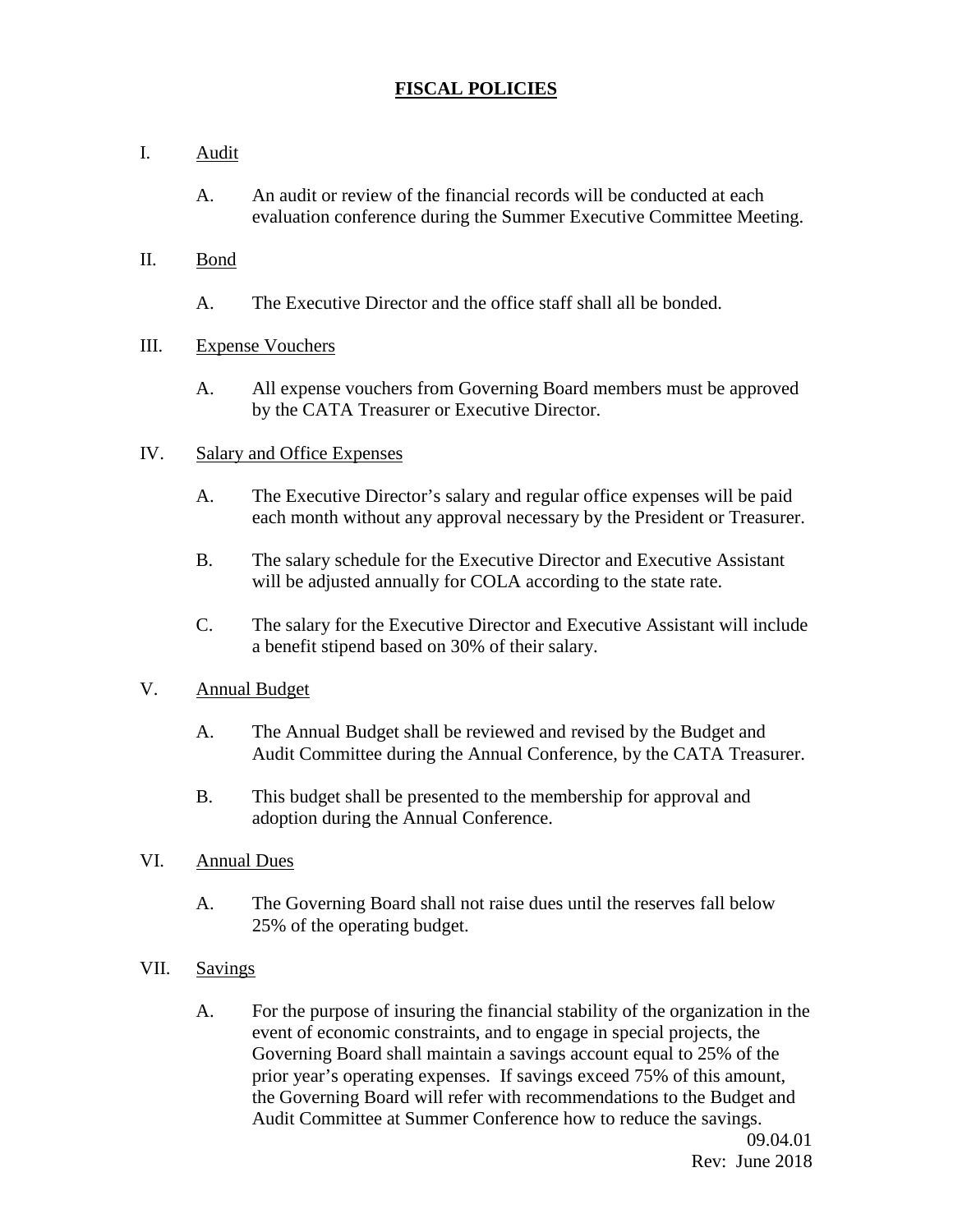# FISCAL POLICIES

I. Audit

A. An audit or review of the financial records will be conducted at each evaluation conference during the Summer Executive Committee Meeting.

II. Bond

A. The Executive Director and the office staff shall all be bonded.

III. Expense Vouchers

A. All expense vouchers from Governing Board members must be approved by the CATA Treasurer or Executive Director.

IV. Salary and Office Expenses

A. The Executive Director's salary and regular office expenses will be paid each month without any approval necessary by the President or Treasurer.

B. The salary schedule for the Executive Director and Executive Assistant will be adjusted annually for COLA according to the state rate.

C. The salary for the Executive Director and Executive Assistant will include a benefit stipend based on 30% of their salary.

V. Annual Budget

A. The Annual Budget shall be reviewed and revised by the Budget and Audit Committee during the Annual Conference, by the CATA Treasurer.

B. This budget shall be presented to the membership for approval and adoption during the Annual Conference.

VI. Annual Dues

A. The Governing Board shall not raise dues until the reserves fall below 25% of the operating budget.

VII. Savings

A. For the purpose of insuring the financial stability of the organization in the event of economic constraints, and to engage in special projects, the Governing Board shall maintain a savings account equal to 25% of the prior year's operating expenses. If savings exceed 75% of this amount, the Governing Board will refer with recommendations to the Budget and Audit Committee at Summer Conference how to reduce the savings.

09.04.01
Rev: June 2018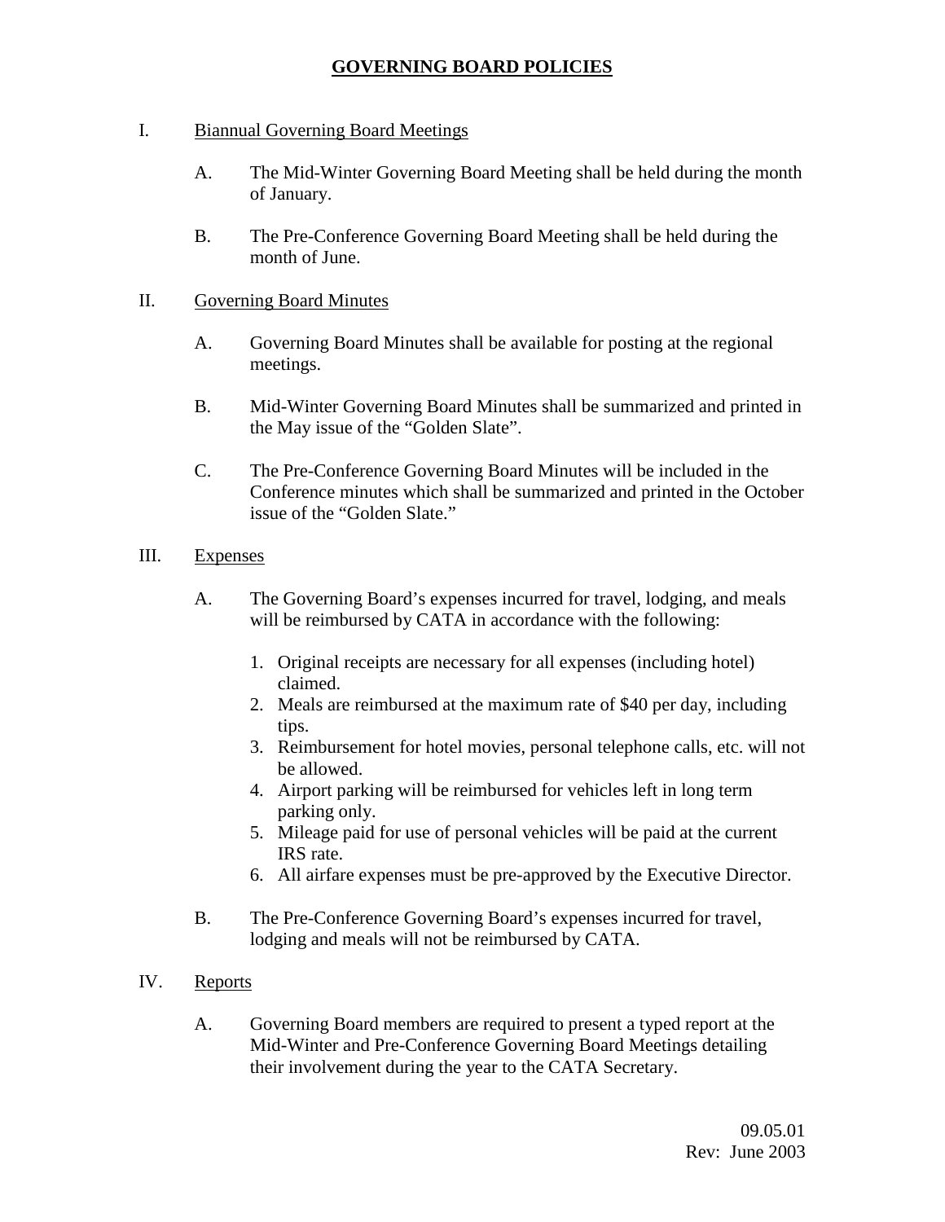# GOVERNING BOARD POLICIES

I. Biannual Governing Board Meetings

  A. The Mid-Winter Governing Board Meeting shall be held during the month of January.

  B. The Pre-Conference Governing Board Meeting shall be held during the month of June.

II. Governing Board Minutes

  A. Governing Board Minutes shall be available for posting at the regional meetings.

  B. Mid-Winter Governing Board Minutes shall be summarized and printed in the May issue of the "Golden Slate".

  C. The Pre-Conference Governing Board Minutes will be included in the Conference minutes which shall be summarized and printed in the October issue of the "Golden Slate."

III. Expenses

  A. The Governing Board's expenses incurred for travel, lodging, and meals will be reimbursed by CATA in accordance with the following:

    1. Original receipts are necessary for all expenses (including hotel) claimed.
    2. Meals are reimbursed at the maximum rate of $40 per day, including tips.
    3. Reimbursement for hotel movies, personal telephone calls, etc. will not be allowed.
    4. Airport parking will be reimbursed for vehicles left in long term parking only.
    5. Mileage paid for use of personal vehicles will be paid at the current IRS rate.
    6. All airfare expenses must be pre-approved by the Executive Director.

  B. The Pre-Conference Governing Board's expenses incurred for travel, lodging and meals will not be reimbursed by CATA.

IV. Reports

  A. Governing Board members are required to present a typed report at the Mid-Winter and Pre-Conference Governing Board Meetings detailing their involvement during the year to the CATA Secretary.

09.05.01
Rev: June 2003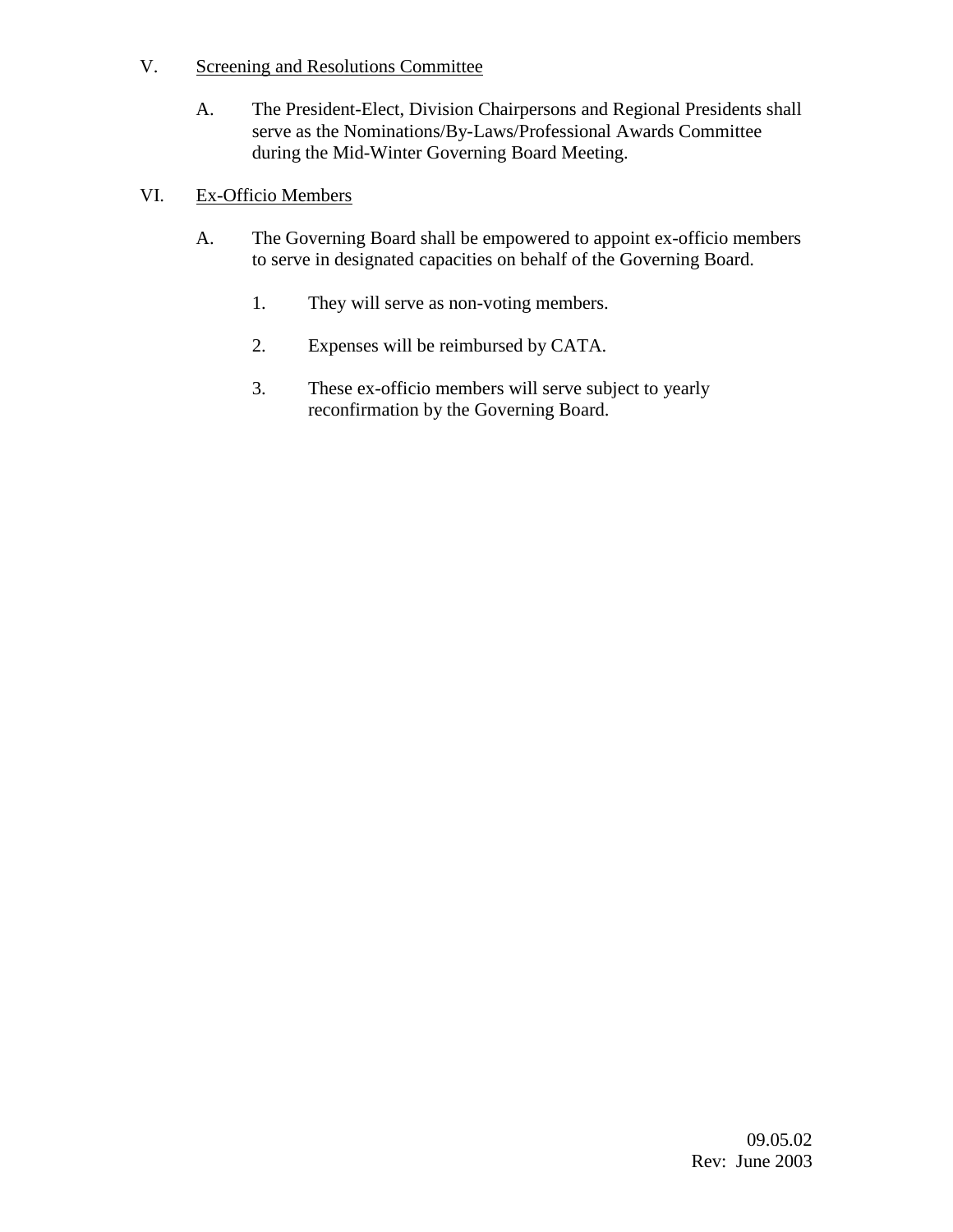V. <u>Screening and Resolutions Committee</u>

A. The President-Elect, Division Chairpersons and Regional Presidents shall serve as the Nominations/By-Laws/Professional Awards Committee during the Mid-Winter Governing Board Meeting.

VI. <u>Ex-Officio Members</u>

A. The Governing Board shall be empowered to appoint ex-officio members to serve in designated capacities on behalf of the Governing Board.

1. They will serve as non-voting members.

2. Expenses will be reimbursed by CATA.

3. These ex-officio members will serve subject to yearly reconfirmation by the Governing Board.

09.05.02
Rev: June 2003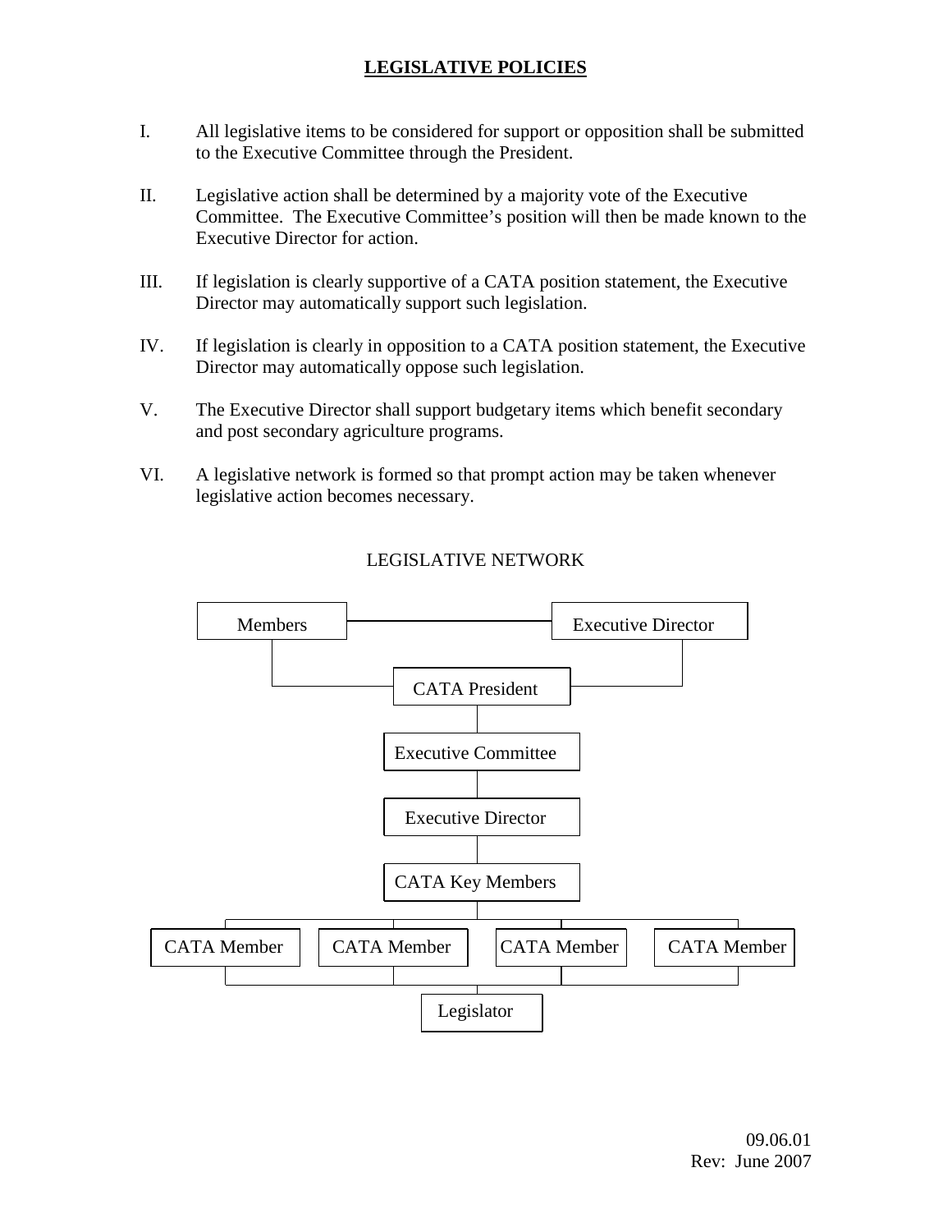# LEGISLATIVE POLICIES

I. All legislative items to be considered for support or opposition shall be submitted to the Executive Committee through the President.

II. Legislative action shall be determined by a majority vote of the Executive Committee. The Executive Committee's position will then be made known to the Executive Director for action.

III. If legislation is clearly supportive of a CATA position statement, the Executive Director may automatically support such legislation.

IV. If legislation is clearly in opposition to a CATA position statement, the Executive Director may automatically oppose such legislation.

V. The Executive Director shall support budgetary items which benefit secondary and post secondary agriculture programs.

VI. A legislative network is formed so that prompt action may be taken whenever legislative action becomes necessary.

LEGISLATIVE NETWORK

Members — Executive Director

CATA President

Executive Committee

Executive Director

CATA Key Members

CATA Member | CATA Member | CATA Member | CATA Member

Legislator

09.06.01
Rev: June 2007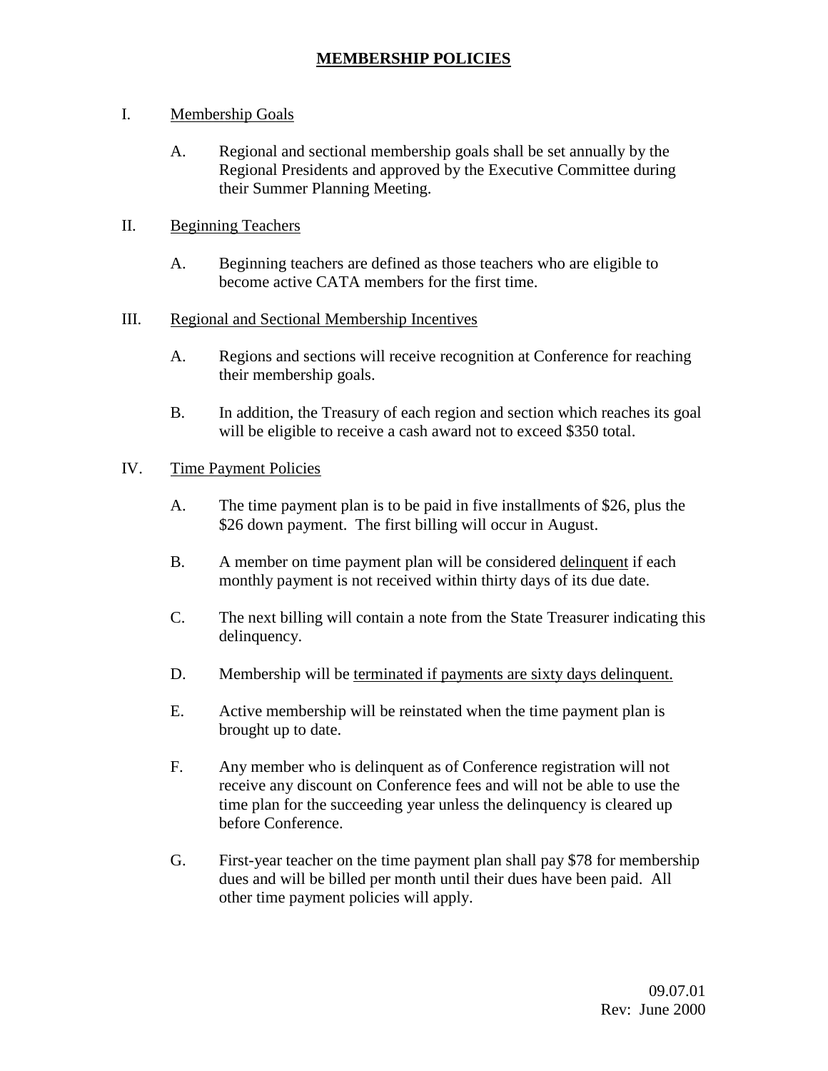# MEMBERSHIP POLICIES

I. Membership Goals

- A. Regional and sectional membership goals shall be set annually by the Regional Presidents and approved by the Executive Committee during their Summer Planning Meeting.

II. Beginning Teachers

- A. Beginning teachers are defined as those teachers who are eligible to become active CATA members for the first time.

III. Regional and Sectional Membership Incentives

- A. Regions and sections will receive recognition at Conference for reaching their membership goals.
- B. In addition, the Treasury of each region and section which reaches its goal will be eligible to receive a cash award not to exceed $350 total.

IV. Time Payment Policies

- A. The time payment plan is to be paid in five installments of $26, plus the $26 down payment. The first billing will occur in August.
- B. A member on time payment plan will be considered <u>delinquent</u> if each monthly payment is not received within thirty days of its due date.
- C. The next billing will contain a note from the State Treasurer indicating this delinquency.
- D. Membership will be <u>terminated if payments are sixty days delinquent.</u>
- E. Active membership will be reinstated when the time payment plan is brought up to date.
- F. Any member who is delinquent as of Conference registration will not receive any discount on Conference fees and will not be able to use the time plan for the succeeding year unless the delinquency is cleared up before Conference.
- G. First-year teacher on the time payment plan shall pay $78 for membership dues and will be billed per month until their dues have been paid. All other time payment policies will apply.

09.07.01
Rev: June 2000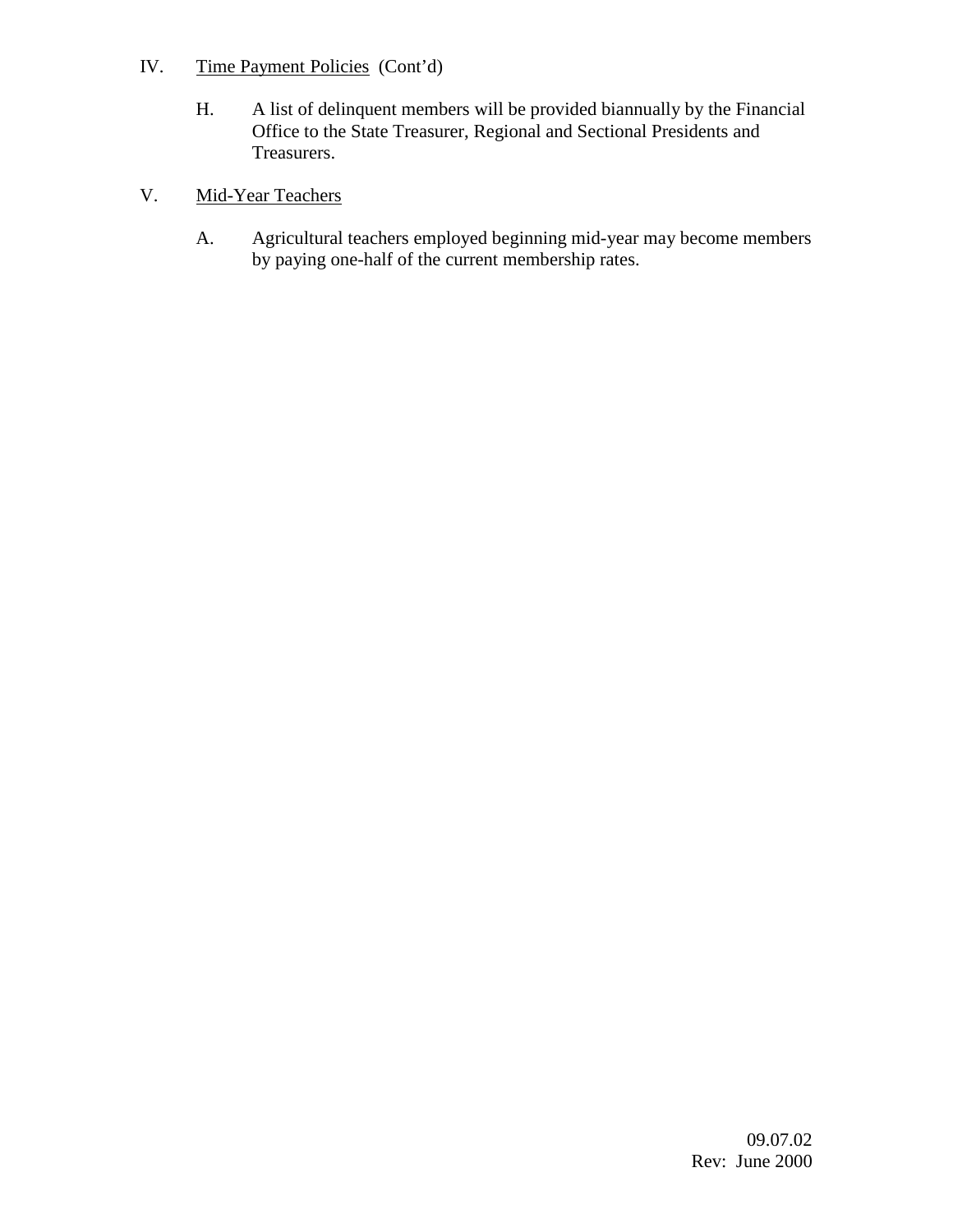IV. Time Payment Policies (Cont'd)

H. A list of delinquent members will be provided biannually by the Financial Office to the State Treasurer, Regional and Sectional Presidents and Treasurers.

V. Mid-Year Teachers

A. Agricultural teachers employed beginning mid-year may become members by paying one-half of the current membership rates.

09.07.02
Rev: June 2000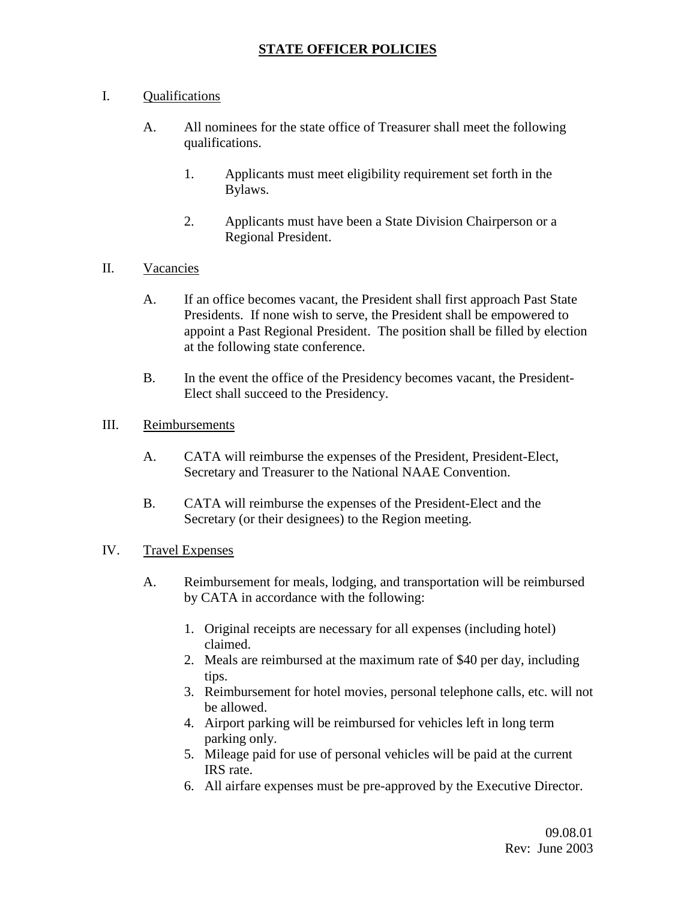# STATE OFFICER POLICIES

I. Qualifications

   A. All nominees for the state office of Treasurer shall meet the following qualifications.

      1. Applicants must meet eligibility requirement set forth in the Bylaws.

      2. Applicants must have been a State Division Chairperson or a Regional President.

II. Vacancies

   A. If an office becomes vacant, the President shall first approach Past State Presidents. If none wish to serve, the President shall be empowered to appoint a Past Regional President. The position shall be filled by election at the following state conference.

   B. In the event the office of the Presidency becomes vacant, the President-Elect shall succeed to the Presidency.

III. Reimbursements

   A. CATA will reimburse the expenses of the President, President-Elect, Secretary and Treasurer to the National NAAE Convention.

   B. CATA will reimburse the expenses of the President-Elect and the Secretary (or their designees) to the Region meeting.

IV. Travel Expenses

   A. Reimbursement for meals, lodging, and transportation will be reimbursed by CATA in accordance with the following:

      1. Original receipts are necessary for all expenses (including hotel) claimed.
      2. Meals are reimbursed at the maximum rate of $40 per day, including tips.
      3. Reimbursement for hotel movies, personal telephone calls, etc. will not be allowed.
      4. Airport parking will be reimbursed for vehicles left in long term parking only.
      5. Mileage paid for use of personal vehicles will be paid at the current IRS rate.
      6. All airfare expenses must be pre-approved by the Executive Director.

09.08.01
Rev: June 2003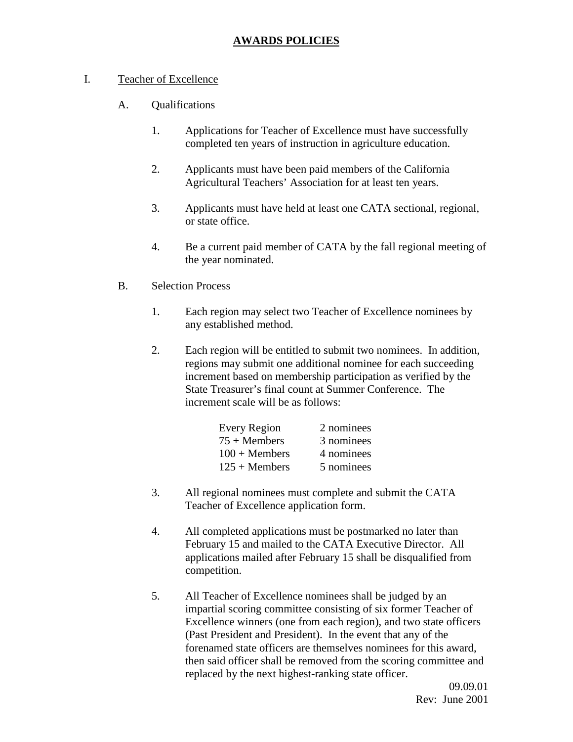# AWARDS POLICIES

## I. Teacher of Excellence

### A. Qualifications

1. Applications for Teacher of Excellence must have successfully completed ten years of instruction in agriculture education.

2. Applicants must have been paid members of the California Agricultural Teachers' Association for at least ten years.

3. Applicants must have held at least one CATA sectional, regional, or state office.

4. Be a current paid member of CATA by the fall regional meeting of the year nominated.

### B. Selection Process

1. Each region may select two Teacher of Excellence nominees by any established method.

2. Each region will be entitled to submit two nominees. In addition, regions may submit one additional nominee for each succeeding increment based on membership participation as verified by the State Treasurer's final count at Summer Conference. The increment scale will be as follows:

| | |
|---|---|
| Every Region | 2 nominees |
| 75 + Members | 3 nominees |
| 100 + Members | 4 nominees |
| 125 + Members | 5 nominees |

3. All regional nominees must complete and submit the CATA Teacher of Excellence application form.

4. All completed applications must be postmarked no later than February 15 and mailed to the CATA Executive Director. All applications mailed after February 15 shall be disqualified from competition.

5. All Teacher of Excellence nominees shall be judged by an impartial scoring committee consisting of six former Teacher of Excellence winners (one from each region), and two state officers (Past President and President). In the event that any of the forenamed state officers are themselves nominees for this award, then said officer shall be removed from the scoring committee and replaced by the next highest-ranking state officer.

09.09.01
Rev: June 2001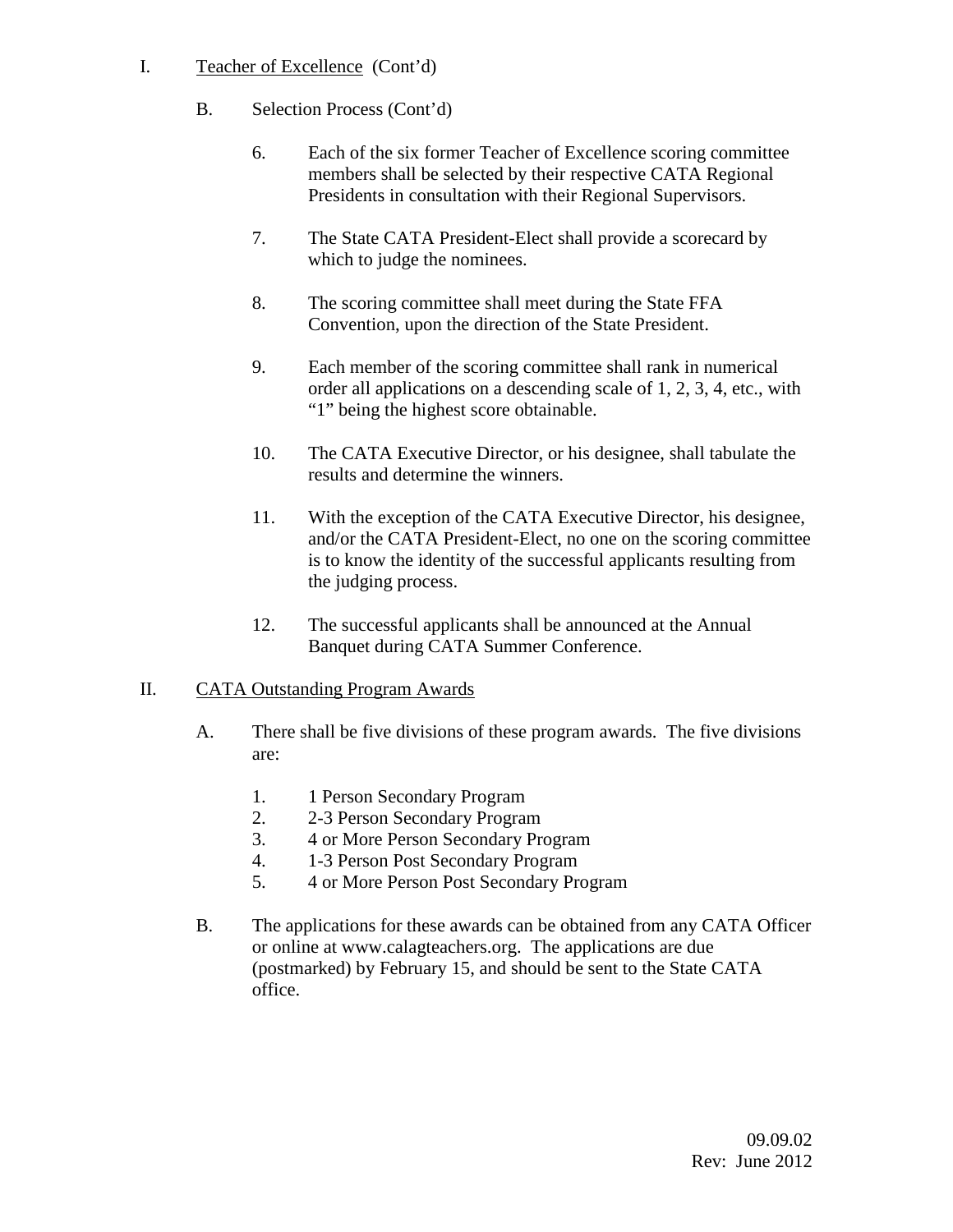I. Teacher of Excellence (Cont'd)

B. Selection Process (Cont'd)

6. Each of the six former Teacher of Excellence scoring committee members shall be selected by their respective CATA Regional Presidents in consultation with their Regional Supervisors.

7. The State CATA President-Elect shall provide a scorecard by which to judge the nominees.

8. The scoring committee shall meet during the State FFA Convention, upon the direction of the State President.

9. Each member of the scoring committee shall rank in numerical order all applications on a descending scale of 1, 2, 3, 4, etc., with "1" being the highest score obtainable.

10. The CATA Executive Director, or his designee, shall tabulate the results and determine the winners.

11. With the exception of the CATA Executive Director, his designee, and/or the CATA President-Elect, no one on the scoring committee is to know the identity of the successful applicants resulting from the judging process.

12. The successful applicants shall be announced at the Annual Banquet during CATA Summer Conference.

II. CATA Outstanding Program Awards

A. There shall be five divisions of these program awards. The five divisions are:

1. 1 Person Secondary Program
2. 2-3 Person Secondary Program
3. 4 or More Person Secondary Program
4. 1-3 Person Post Secondary Program
5. 4 or More Person Post Secondary Program

B. The applications for these awards can be obtained from any CATA Officer or online at www.calagteachers.org. The applications are due (postmarked) by February 15, and should be sent to the State CATA office.

09.09.02
Rev: June 2012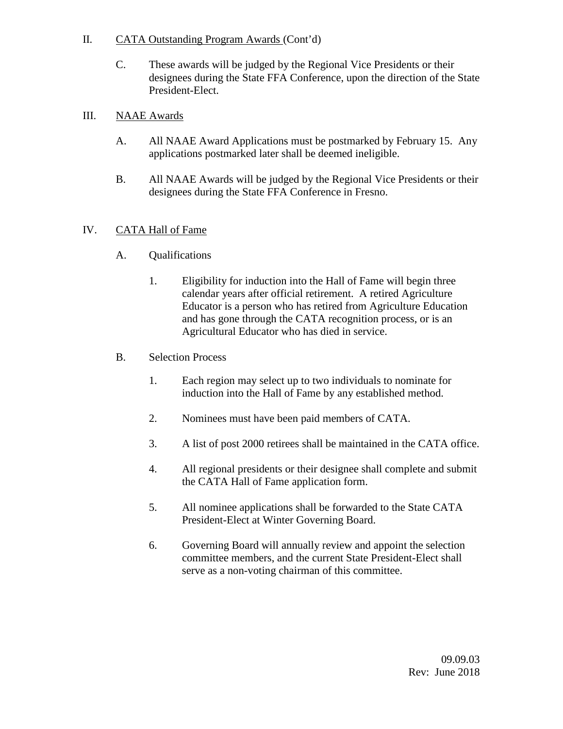II. CATA Outstanding Program Awards (Cont'd)

C. These awards will be judged by the Regional Vice Presidents or their designees during the State FFA Conference, upon the direction of the State President-Elect.

III. NAAE Awards

A. All NAAE Award Applications must be postmarked by February 15. Any applications postmarked later shall be deemed ineligible.

B. All NAAE Awards will be judged by the Regional Vice Presidents or their designees during the State FFA Conference in Fresno.

IV. CATA Hall of Fame

A. Qualifications

1. Eligibility for induction into the Hall of Fame will begin three calendar years after official retirement. A retired Agriculture Educator is a person who has retired from Agriculture Education and has gone through the CATA recognition process, or is an Agricultural Educator who has died in service.

B. Selection Process

1. Each region may select up to two individuals to nominate for induction into the Hall of Fame by any established method.

2. Nominees must have been paid members of CATA.

3. A list of post 2000 retirees shall be maintained in the CATA office.

4. All regional presidents or their designee shall complete and submit the CATA Hall of Fame application form.

5. All nominee applications shall be forwarded to the State CATA President-Elect at Winter Governing Board.

6. Governing Board will annually review and appoint the selection committee members, and the current State President-Elect shall serve as a non-voting chairman of this committee.

09.09.03
Rev: June 2018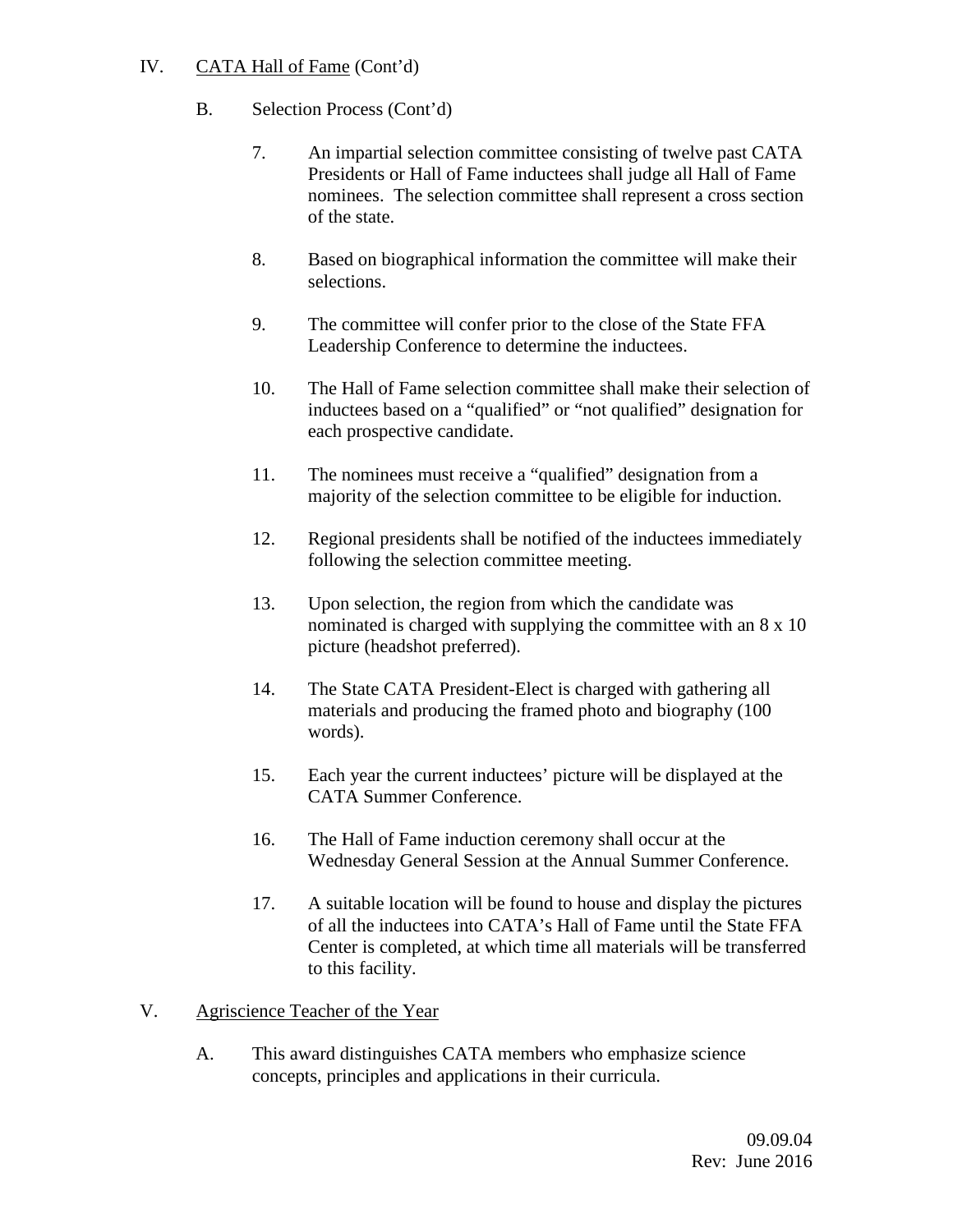IV. <u>CATA Hall of Fame</u> (Cont'd)

B. Selection Process (Cont'd)

7. An impartial selection committee consisting of twelve past CATA Presidents or Hall of Fame inductees shall judge all Hall of Fame nominees. The selection committee shall represent a cross section of the state.

8. Based on biographical information the committee will make their selections.

9. The committee will confer prior to the close of the State FFA Leadership Conference to determine the inductees.

10. The Hall of Fame selection committee shall make their selection of inductees based on a "qualified" or "not qualified" designation for each prospective candidate.

11. The nominees must receive a "qualified" designation from a majority of the selection committee to be eligible for induction.

12. Regional presidents shall be notified of the inductees immediately following the selection committee meeting.

13. Upon selection, the region from which the candidate was nominated is charged with supplying the committee with an 8 x 10 picture (headshot preferred).

14. The State CATA President-Elect is charged with gathering all materials and producing the framed photo and biography (100 words).

15. Each year the current inductees' picture will be displayed at the CATA Summer Conference.

16. The Hall of Fame induction ceremony shall occur at the Wednesday General Session at the Annual Summer Conference.

17. A suitable location will be found to house and display the pictures of all the inductees into CATA's Hall of Fame until the State FFA Center is completed, at which time all materials will be transferred to this facility.

V. <u>Agriscience Teacher of the Year</u>

A. This award distinguishes CATA members who emphasize science concepts, principles and applications in their curricula.

09.09.04
Rev: June 2016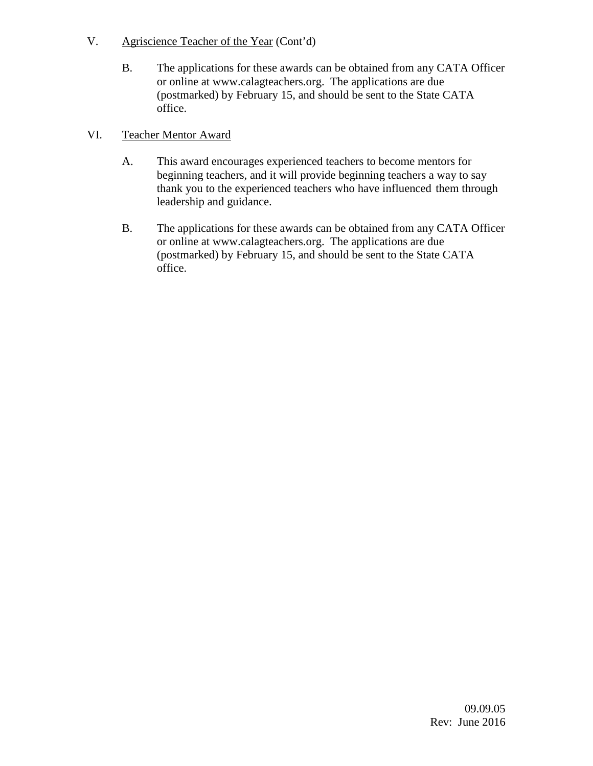V. <u>Agriscience Teacher of the Year</u> (Cont'd)

B. The applications for these awards can be obtained from any CATA Officer or online at www.calagteachers.org. The applications are due (postmarked) by February 15, and should be sent to the State CATA office.

VI. <u>Teacher Mentor Award</u>

A. This award encourages experienced teachers to become mentors for beginning teachers, and it will provide beginning teachers a way to say thank you to the experienced teachers who have influenced them through leadership and guidance.

B. The applications for these awards can be obtained from any CATA Officer or online at www.calagteachers.org. The applications are due (postmarked) by February 15, and should be sent to the State CATA office.

09.09.05
Rev: June 2016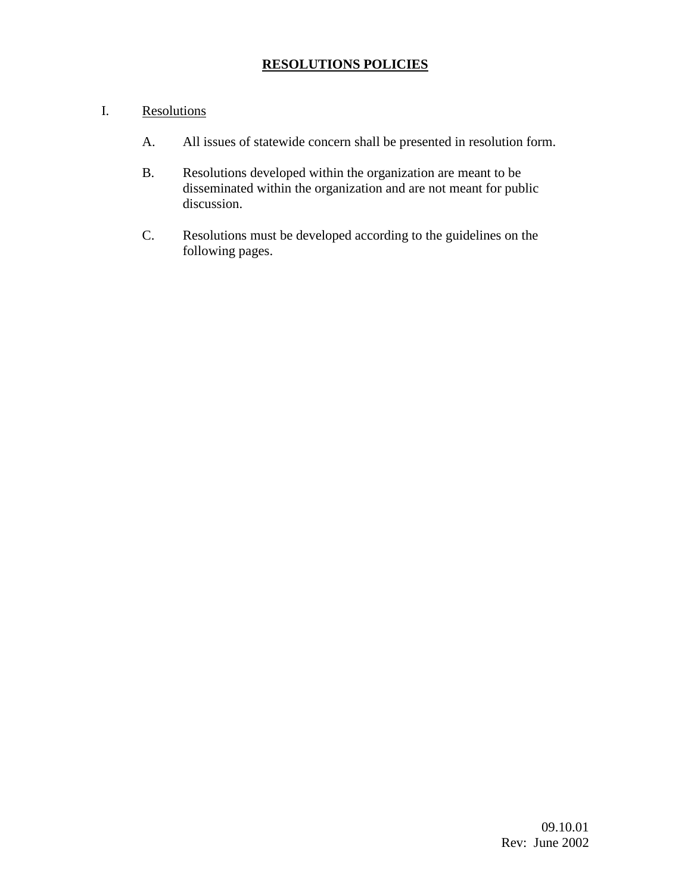# RESOLUTIONS POLICIES

I. Resolutions

   A. All issues of statewide concern shall be presented in resolution form.

   B. Resolutions developed within the organization are meant to be disseminated within the organization and are not meant for public discussion.

   C. Resolutions must be developed according to the guidelines on the following pages.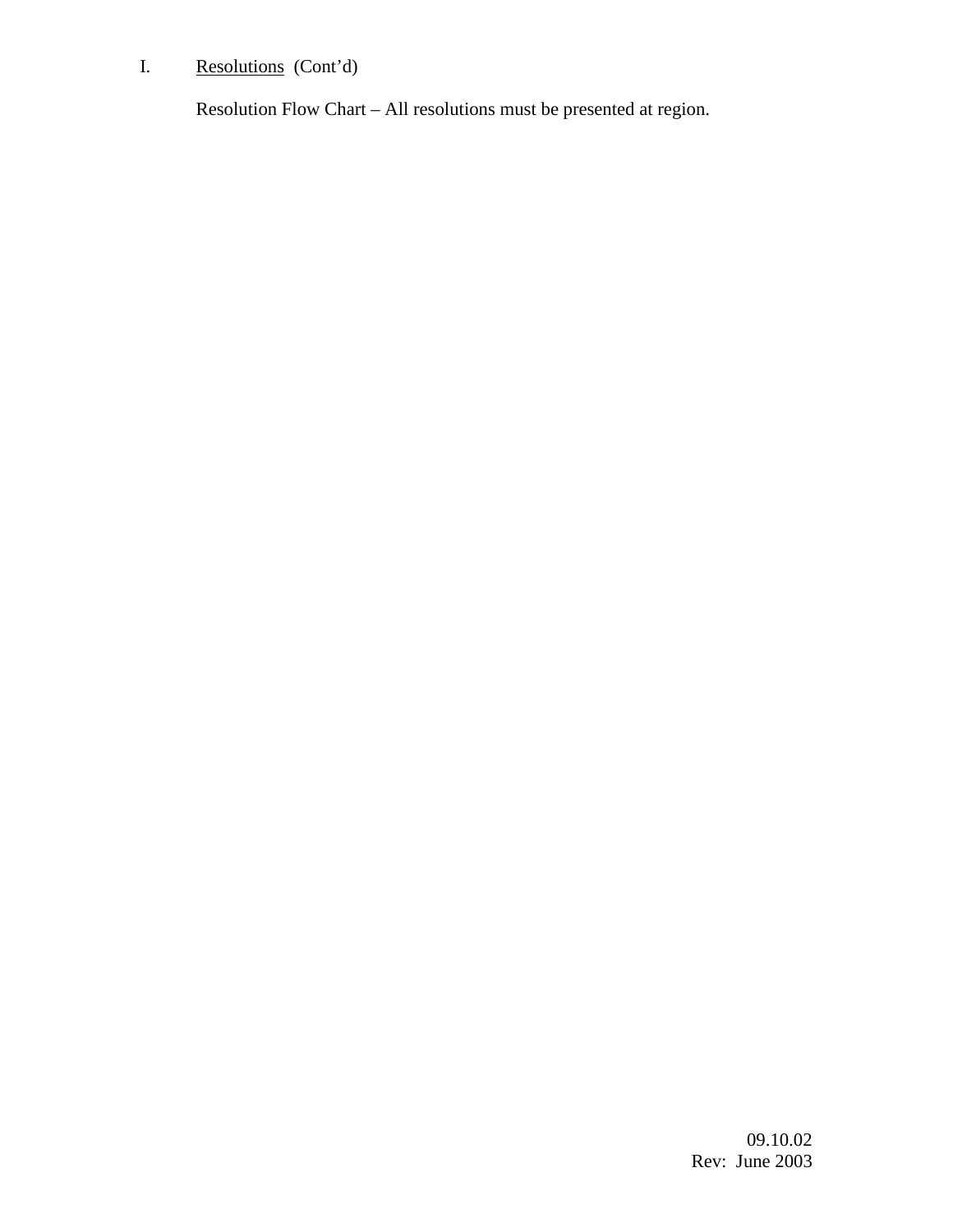I. <u>Resolutions</u> (Cont'd)

Resolution Flow Chart – All resolutions must be presented at region.

09.10.02
Rev: June 2003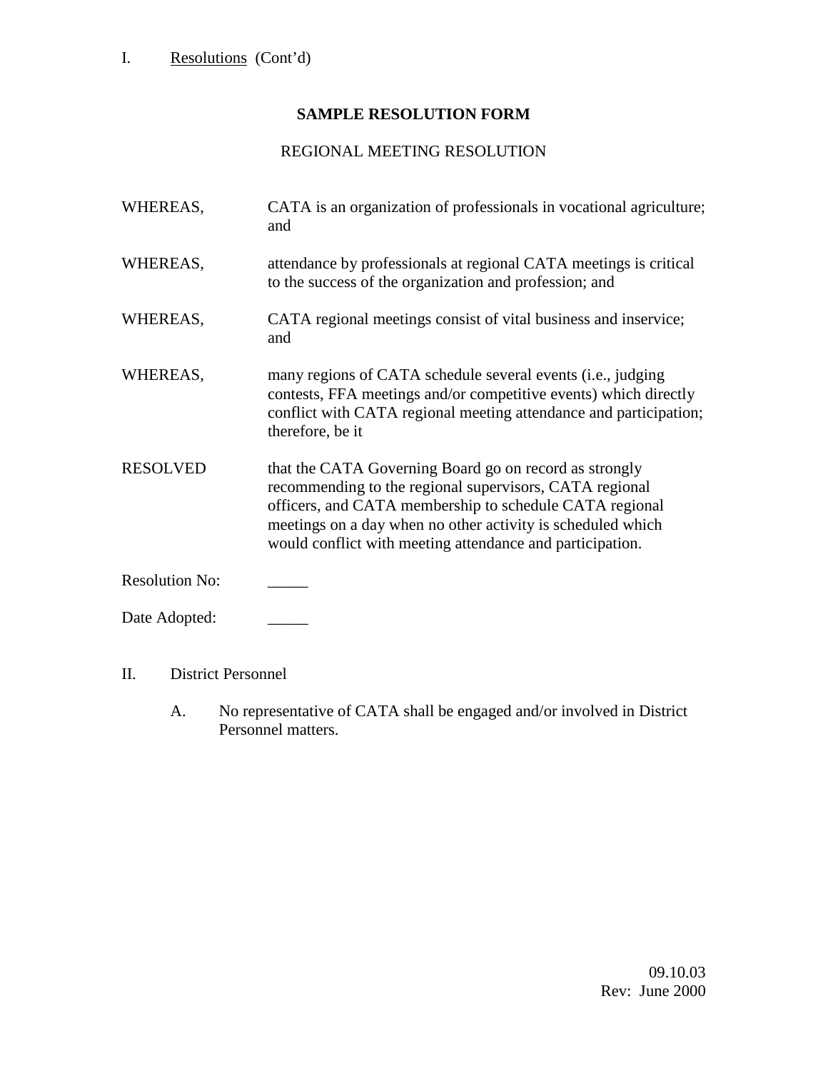I. Resolutions (Cont'd)

**SAMPLE RESOLUTION FORM**

REGIONAL MEETING RESOLUTION

WHEREAS, CATA is an organization of professionals in vocational agriculture; and

WHEREAS, attendance by professionals at regional CATA meetings is critical to the success of the organization and profession; and

WHEREAS, CATA regional meetings consist of vital business and inservice; and

WHEREAS, many regions of CATA schedule several events (i.e., judging contests, FFA meetings and/or competitive events) which directly conflict with CATA regional meeting attendance and participation; therefore, be it

RESOLVED that the CATA Governing Board go on record as strongly recommending to the regional supervisors, CATA regional officers, and CATA membership to schedule CATA regional meetings on a day when no other activity is scheduled which would conflict with meeting attendance and participation.

Resolution No: _____

Date Adopted: _____

II. District Personnel

A. No representative of CATA shall be engaged and/or involved in District Personnel matters.

09.10.03
Rev: June 2000